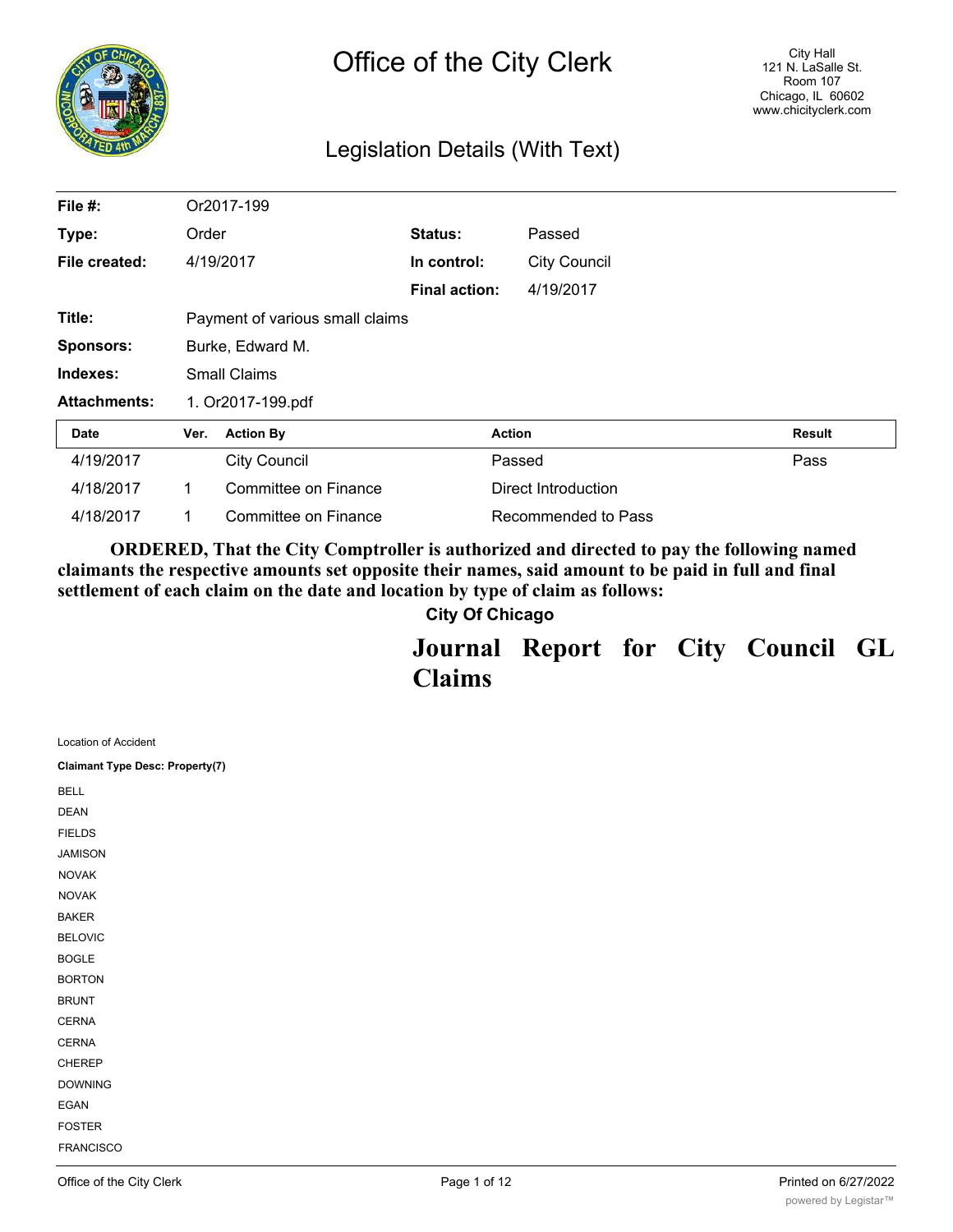# Office of the City Clerk

City Hall
121 N. LaSalle St.
Room 107
Chicago, IL 60602
www.chicityclerk.com

## Legislation Details (With Text)

| | | | |
|---|---|---|---|
| **File #:** | Or2017-199 | | |
| **Type:** | Order | **Status:** | Passed |
| **File created:** | 4/19/2017 | **In control:** | City Council |
| | | **Final action:** | 4/19/2017 |
| **Title:** | Payment of various small claims | | |
| **Sponsors:** | Burke, Edward M. | | |
| **Indexes:** | Small Claims | | |
| **Attachments:** | 1. Or2017-199.pdf | | |

| Date | Ver. | Action By | Action | Result |
|---|---|---|---|---|
| 4/19/2017 | | City Council | Passed | Pass |
| 4/18/2017 | 1 | Committee on Finance | Direct Introduction | |
| 4/18/2017 | 1 | Committee on Finance | Recommended to Pass | |

**ORDERED, That the City Comptroller is authorized and directed to pay the following named claimants the respective amounts set opposite their names, said amount to be paid in full and final settlement of each claim on the date and location by type of claim as follows:**

**City Of Chicago**

# Journal Report for City Council GL Claims

Location of Accident

**Claimant Type Desc: Property(7)**

BELL
DEAN
FIELDS
JAMISON
NOVAK
NOVAK
BAKER
BELOVIC
BOGLE
BORTON
BRUNT
CERNA
CERNA
CHEREP
DOWNING
EGAN
FOSTER
FRANCISCO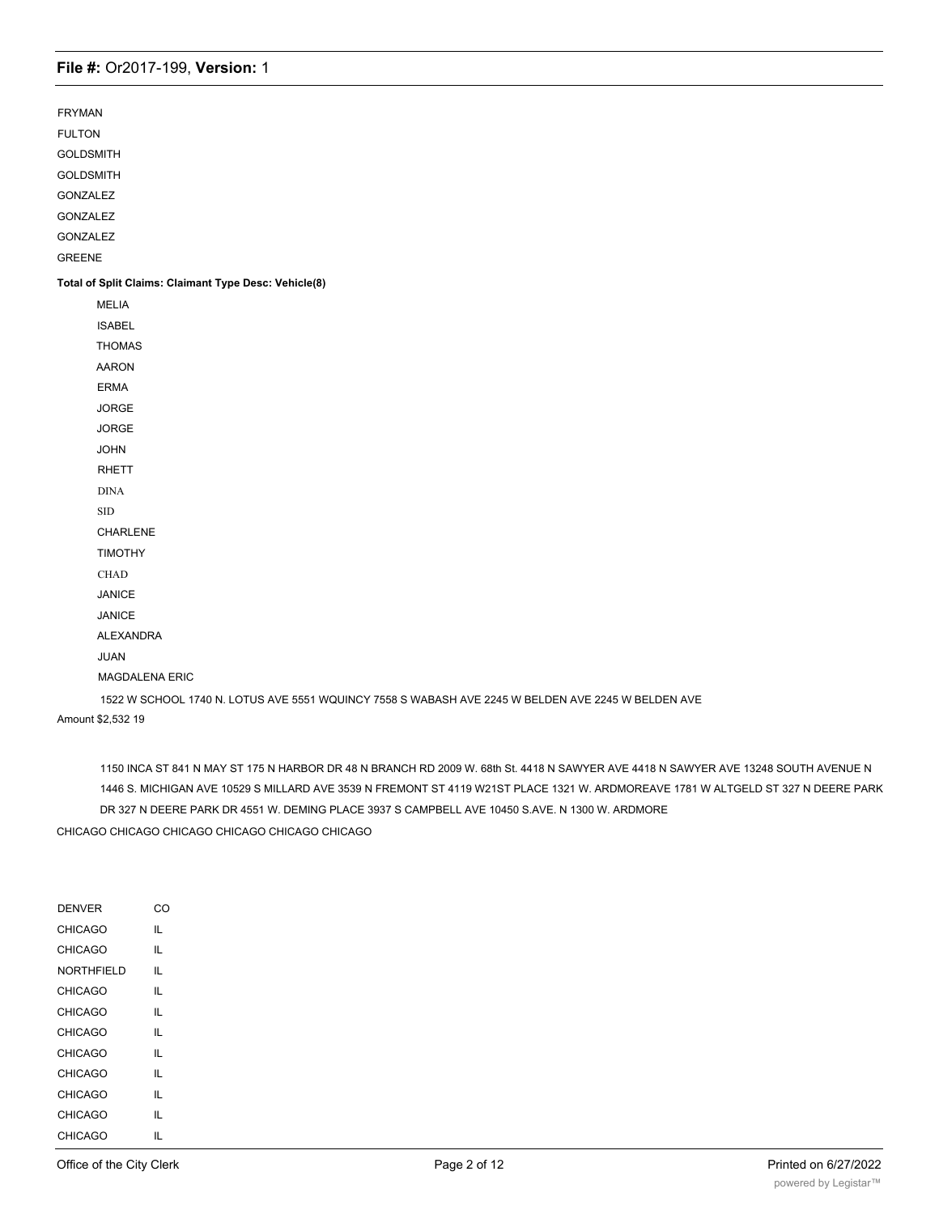FRYMAN

FULTON

GOLDSMITH

GOLDSMITH

GONZALEZ

GONZALEZ

GONZALEZ

GREENE

**Total of Split Claims: Claimant Type Desc: Vehicle(8)**

MELIA

ISABEL

THOMAS

AARON

ERMA

JORGE

JORGE

JOHN

RHETT

DINA

SID

CHARLENE

TIMOTHY

CHAD

JANICE

JANICE

ALEXANDRA

JUAN

MAGDALENA ERIC

1522 W SCHOOL 1740 N. LOTUS AVE 5551 WQUINCY 7558 S WABASH AVE 2245 W BELDEN AVE 2245 W BELDEN AVE

Amount $2,532 19

1150 INCA ST 841 N MAY ST 175 N HARBOR DR 48 N BRANCH RD 2009 W. 68th St. 4418 N SAWYER AVE 4418 N SAWYER AVE 13248 SOUTH AVENUE N 1446 S. MICHIGAN AVE 10529 S MILLARD AVE 3539 N FREMONT ST 4119 W21ST PLACE 1321 W. ARDMOREAVE 1781 W ALTGELD ST 327 N DEERE PARK DR 327 N DEERE PARK DR 4551 W. DEMING PLACE 3937 S CAMPBELL AVE 10450 S.AVE. N 1300 W. ARDMORE

CHICAGO CHICAGO CHICAGO CHICAGO CHICAGO CHICAGO

| | |
|---|---|
| DENVER | CO |
| CHICAGO | IL |
| CHICAGO | IL |
| NORTHFIELD | IL |
| CHICAGO | IL |
| CHICAGO | IL |
| CHICAGO | IL |
| CHICAGO | IL |
| CHICAGO | IL |
| CHICAGO | IL |
| CHICAGO | IL |
| CHICAGO | IL |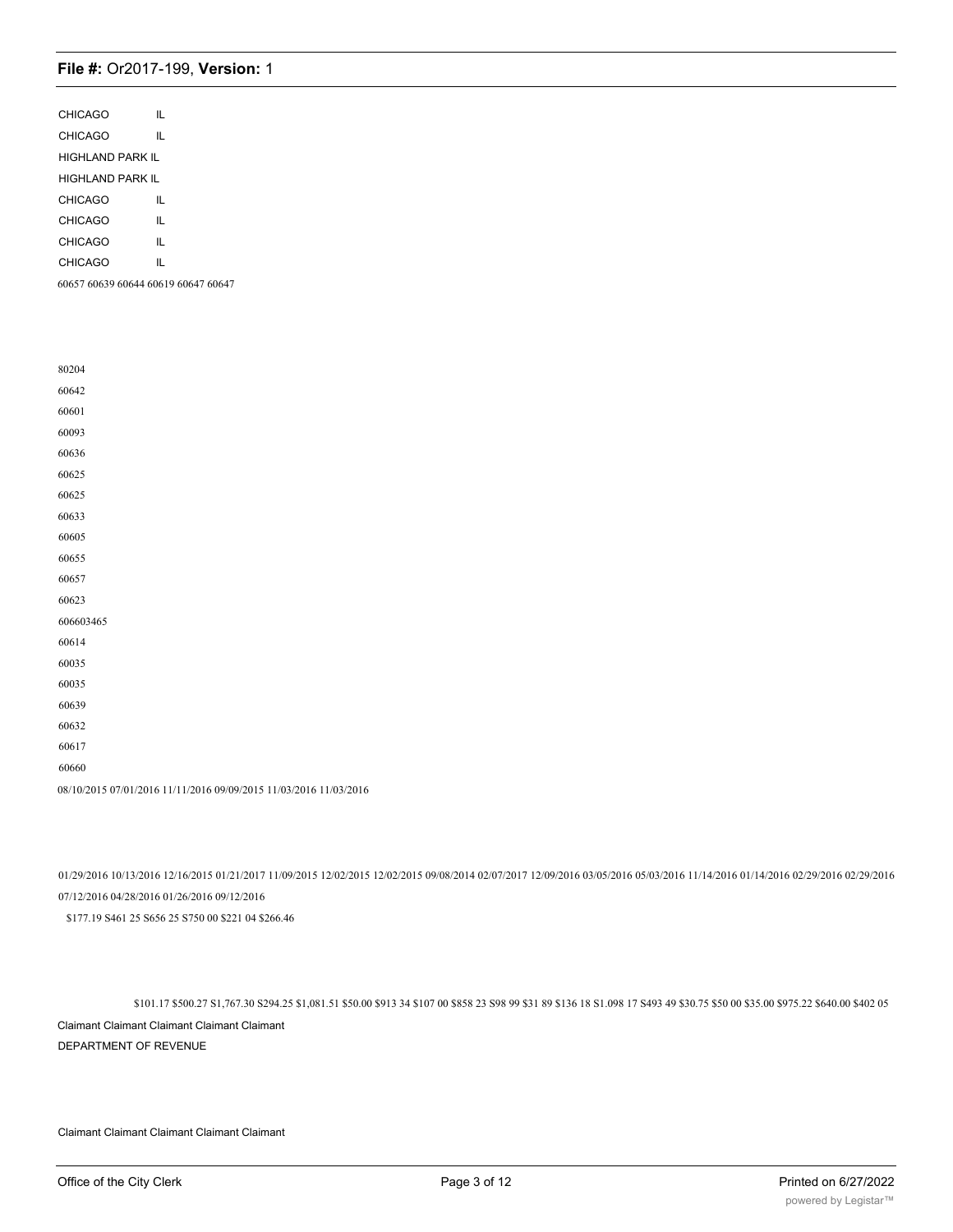CHICAGO IL

CHICAGO IL

HIGHLAND PARK IL

HIGHLAND PARK IL

CHICAGO IL

CHICAGO IL

CHICAGO IL

CHICAGO IL

60657 60639 60644 60619 60647 60647

80204

60642

60601

60093

60636

60625

60625

60633

60605

60655

60657

60623

606603465

60614

60035

60035

60639

60632

60617

60660

08/10/2015 07/01/2016 11/11/2016 09/09/2015 11/03/2016 11/03/2016

01/29/2016 10/13/2016 12/16/2015 01/21/2017 11/09/2015 12/02/2015 12/02/2015 09/08/2014 02/07/2017 12/09/2016 03/05/2016 05/03/2016 11/14/2016 01/14/2016 02/29/2016 02/29/2016 07/12/2016 04/28/2016 01/26/2016 09/12/2016

$177.19 S461 25 S656 25 S750 00 $221 04 $266.46

$101.17 $500.27 S1,767.30 S294.25 $1,081.51 $50.00 $913 34 $107 00 $858 23 S98 99 $31 89 $136 18 S1.098 17 S493 49 $30.75 $50 00 $35.00 $975.22 $640.00 $402 05

Claimant Claimant Claimant Claimant Claimant

DEPARTMENT OF REVENUE

Claimant Claimant Claimant Claimant Claimant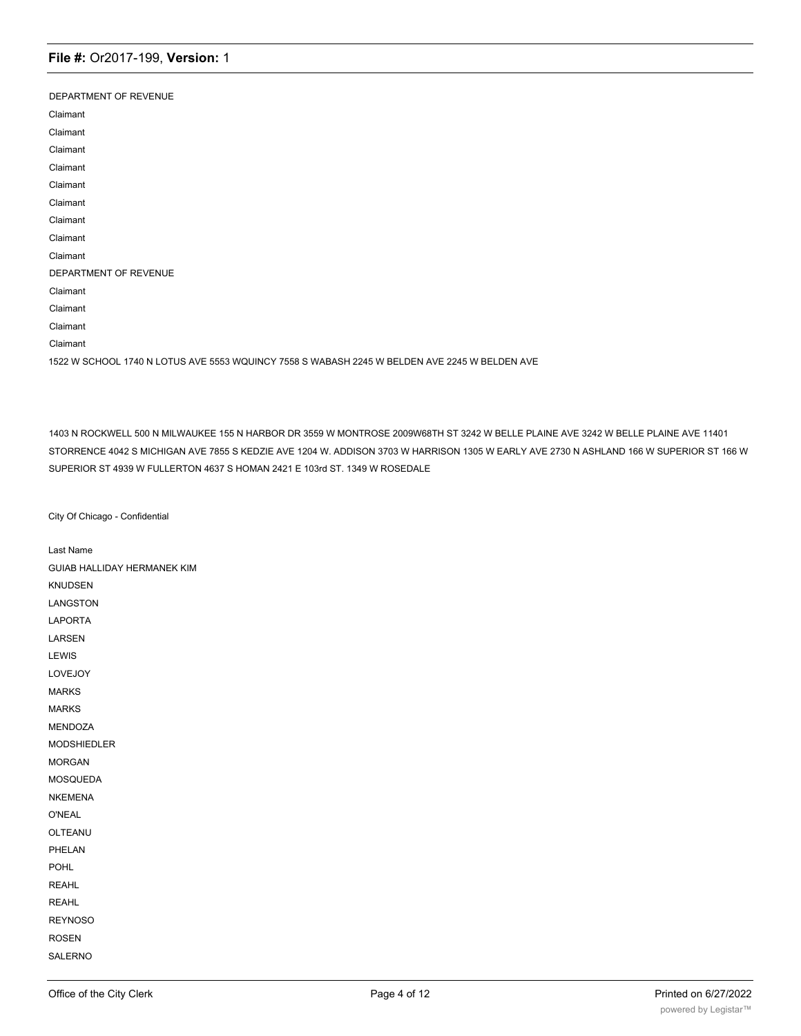DEPARTMENT OF REVENUE

Claimant

Claimant

Claimant

Claimant

Claimant

Claimant

Claimant

Claimant

Claimant

DEPARTMENT OF REVENUE

Claimant

Claimant

Claimant

Claimant

1522 W SCHOOL 1740 N LOTUS AVE 5553 WQUINCY 7558 S WABASH 2245 W BELDEN AVE 2245 W BELDEN AVE

1403 N ROCKWELL 500 N MILWAUKEE 155 N HARBOR DR 3559 W MONTROSE 2009W68TH ST 3242 W BELLE PLAINE AVE 3242 W BELLE PLAINE AVE 11401 STORRENCE 4042 S MICHIGAN AVE 7855 S KEDZIE AVE 1204 W. ADDISON 3703 W HARRISON 1305 W EARLY AVE 2730 N ASHLAND 166 W SUPERIOR ST 166 W SUPERIOR ST 4939 W FULLERTON 4637 S HOMAN 2421 E 103rd ST. 1349 W ROSEDALE

City Of Chicago - Confidential

Last Name

GUIAB HALLIDAY HERMANEK KIM

KNUDSEN

LANGSTON

LAPORTA

LARSEN

LEWIS

LOVEJOY

MARKS

MARKS

MENDOZA

MODSHIEDLER

MORGAN

MOSQUEDA

NKEMENA

O'NEAL

OLTEANU

PHELAN

POHL

REAHL

REAHL

REYNOSO

ROSEN

SALERNO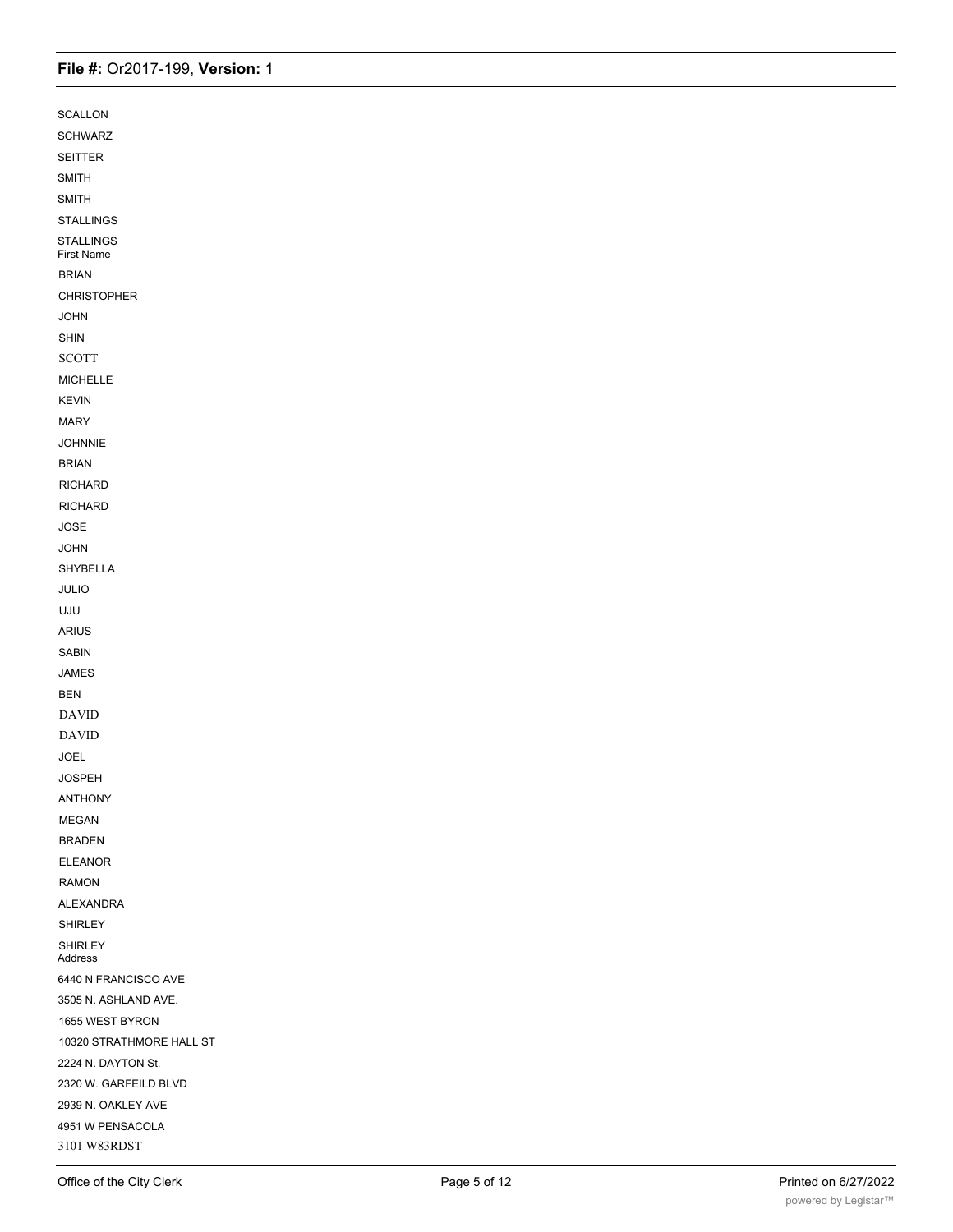SCALLON

SCHWARZ

SEITTER

SMITH

SMITH

STALLINGS

STALLINGS

First Name

BRIAN

CHRISTOPHER

JOHN

SHIN

SCOTT

MICHELLE

KEVIN

MARY

JOHNNIE

BRIAN

RICHARD

RICHARD

JOSE

JOHN

SHYBELLA

JULIO

UJU

ARIUS

SABIN

JAMES

BEN

DAVID

DAVID

JOEL

JOSPEH

ANTHONY

MEGAN

BRADEN

ELEANOR

RAMON

ALEXANDRA

SHIRLEY

SHIRLEY

Address

6440 N FRANCISCO AVE

3505 N. ASHLAND AVE.

1655 WEST BYRON

10320 STRATHMORE HALL ST

2224 N. DAYTON St.

2320 W. GARFEILD BLVD

2939 N. OAKLEY AVE

4951 W PENSACOLA

3101 W83RDST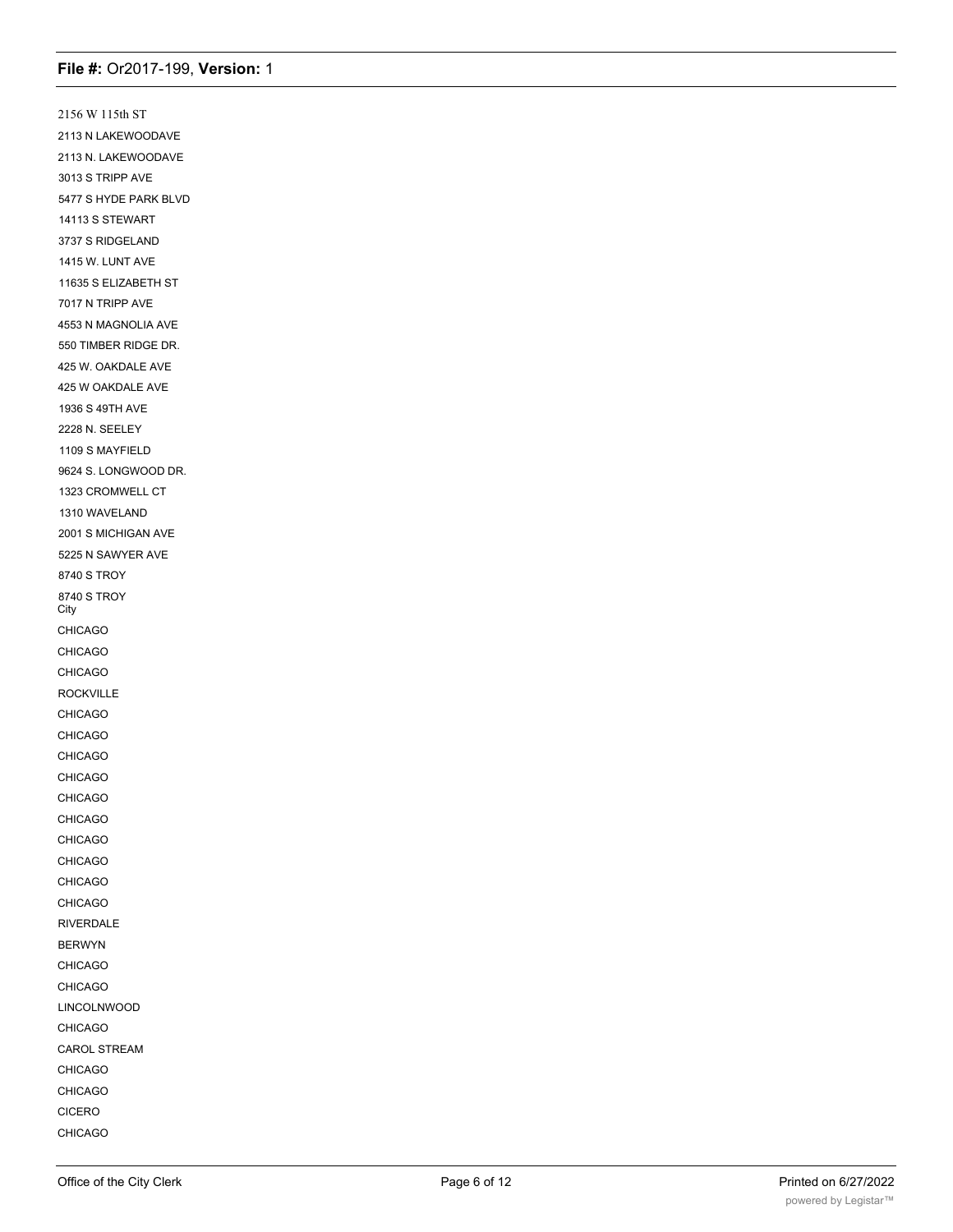2156 W 115th ST
2113 N LAKEWOODAVE
2113 N. LAKEWOODAVE
3013 S TRIPP AVE
5477 S HYDE PARK BLVD
14113 S STEWART
3737 S RIDGELAND
1415 W. LUNT AVE
11635 S ELIZABETH ST
7017 N TRIPP AVE
4553 N MAGNOLIA AVE
550 TIMBER RIDGE DR.
425 W. OAKDALE AVE
425 W OAKDALE AVE
1936 S 49TH AVE
2228 N. SEELEY
1109 S MAYFIELD
9624 S. LONGWOOD DR.
1323 CROMWELL CT
1310 WAVELAND
2001 S MICHIGAN AVE
5225 N SAWYER AVE
8740 S TROY
8740 S TROY

City

CHICAGO
CHICAGO
CHICAGO
ROCKVILLE
CHICAGO
CHICAGO
CHICAGO
CHICAGO
CHICAGO
CHICAGO
CHICAGO
CHICAGO
CHICAGO
CHICAGO
RIVERDALE
BERWYN
CHICAGO
CHICAGO
LINCOLNWOOD
CHICAGO
CAROL STREAM
CHICAGO
CHICAGO
CICERO
CHICAGO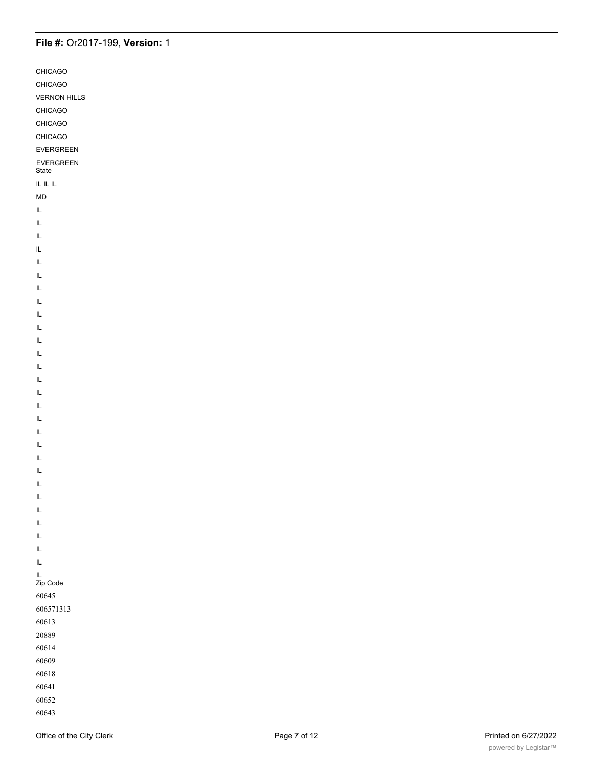CHICAGO

CHICAGO

VERNON HILLS

CHICAGO

CHICAGO

CHICAGO

EVERGREEN

EVERGREEN
State

IL IL IL

MD

IL

IL

IL

IL

IL

IL

IL

IL

IL

IL

IL

IL

IL

IL

IL

IL

IL

IL

IL

IL

IL

IL

IL

IL

IL

IL

IL

IL

IL
Zip Code

60645

606571313

60613

20889

60614

60609

60618

60641

60652

60643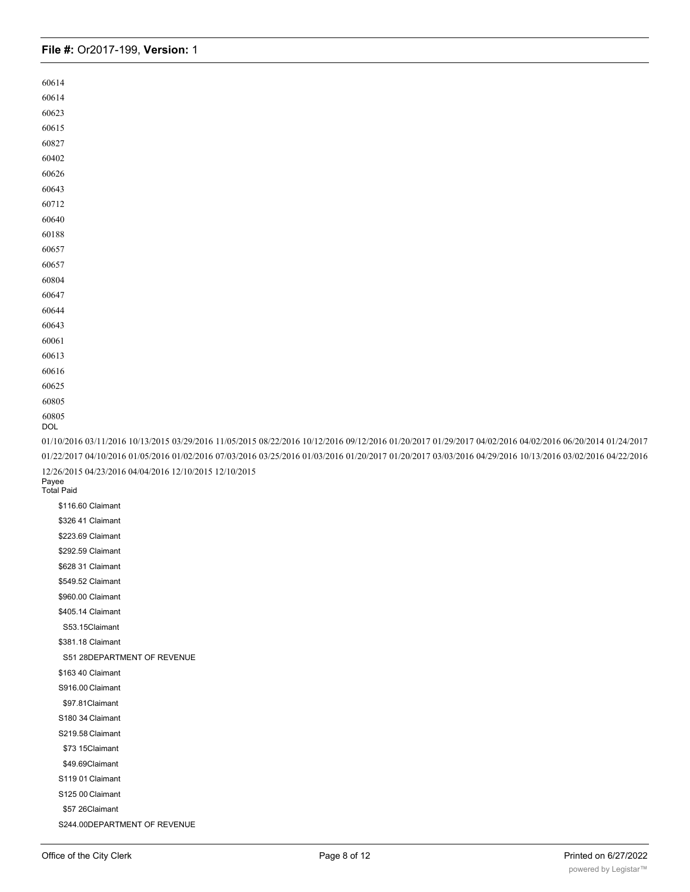60614
60614
60623
60615
60827
60402
60626
60643
60712
60640
60188
60657
60657
60804
60647
60644
60643
60061
60613
60616
60625
60805
60805

DOL

01/10/2016 03/11/2016 10/13/2015 03/29/2016 11/05/2015 08/22/2016 10/12/2016 09/12/2016 01/20/2017 01/29/2017 04/02/2016 04/02/2016 06/20/2014 01/24/2017 01/22/2017 04/10/2016 01/05/2016 01/02/2016 07/03/2016 03/25/2016 01/03/2016 01/20/2017 01/20/2017 03/03/2016 04/29/2016 10/13/2016 03/02/2016 04/22/2016 12/26/2015 04/23/2016 04/04/2016 12/10/2015 12/10/2015

Payee
Total Paid

$116.60 Claimant
$326 41 Claimant
$223.69 Claimant
$292.59 Claimant
$628 31 Claimant
$549.52 Claimant
$960.00 Claimant
$405.14 Claimant
S53.15Claimant
$381.18 Claimant
S51 28DEPARTMENT OF REVENUE
$163 40 Claimant
S916.00 Claimant
$97.81Claimant
S180 34 Claimant
S219.58 Claimant
$73 15Claimant
$49.69Claimant
S119 01 Claimant
S125 00 Claimant
$57 26Claimant
S244.00DEPARTMENT OF REVENUE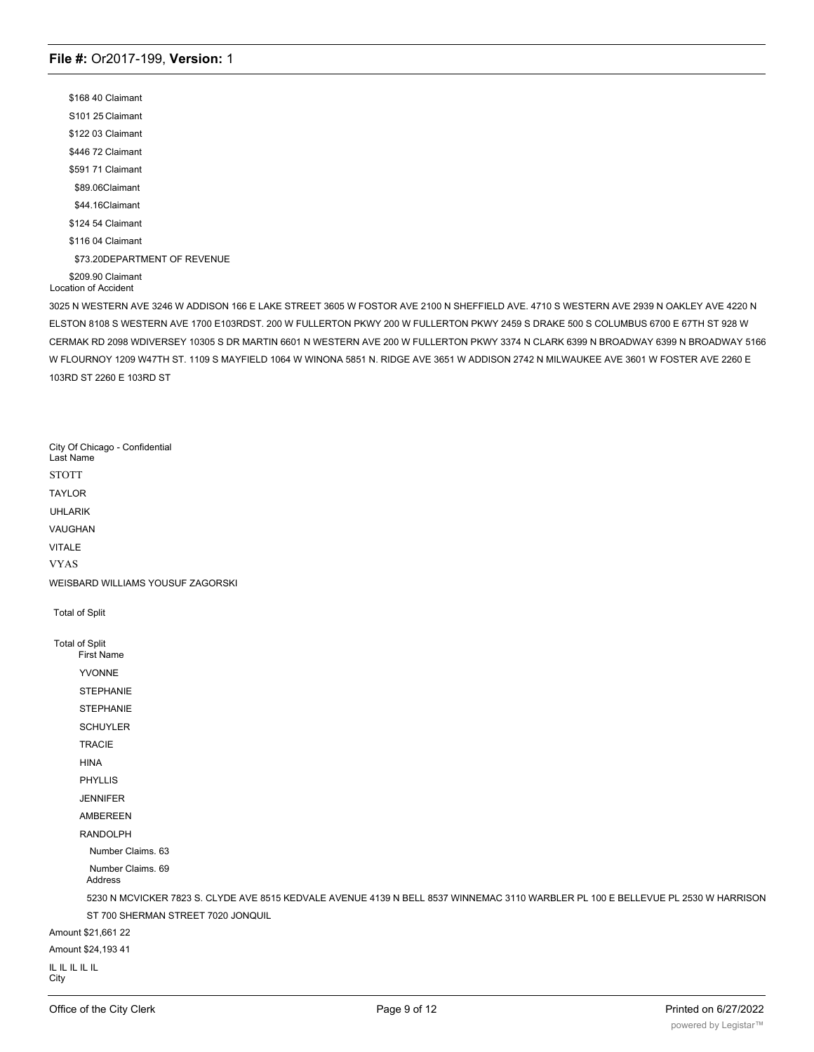$168 40 Claimant

S101 25 Claimant

$122 03 Claimant

$446 72 Claimant

$591 71 Claimant

$89.06Claimant

$44.16Claimant

$124 54 Claimant

$116 04 Claimant

$73.20DEPARTMENT OF REVENUE

$209.90 Claimant

Location of Accident

3025 N WESTERN AVE 3246 W ADDISON 166 E LAKE STREET 3605 W FOSTOR AVE 2100 N SHEFFIELD AVE. 4710 S WESTERN AVE 2939 N OAKLEY AVE 4220 N ELSTON 8108 S WESTERN AVE 1700 E103RDST. 200 W FULLERTON PKWY 200 W FULLERTON PKWY 2459 S DRAKE 500 S COLUMBUS 6700 E 67TH ST 928 W CERMAK RD 2098 WDIVERSEY 10305 S DR MARTIN 6601 N WESTERN AVE 200 W FULLERTON PKWY 3374 N CLARK 6399 N BROADWAY 6399 N BROADWAY 5166 W FLOURNOY 1209 W47TH ST. 1109 S MAYFIELD 1064 W WINONA 5851 N. RIDGE AVE 3651 W ADDISON 2742 N MILWAUKEE AVE 3601 W FOSTER AVE 2260 E 103RD ST 2260 E 103RD ST

City Of Chicago - Confidential

Last Name

STOTT

TAYLOR

UHLARIK

VAUGHAN

VITALE

VYAS

WEISBARD WILLIAMS YOUSUF ZAGORSKI

Total of Split

Total of Split

First Name

YVONNE

STEPHANIE

STEPHANIE

SCHUYLER

TRACIE

HINA

PHYLLIS

JENNIFER

AMBEREEN

RANDOLPH

Number Claims. 63

Number Claims. 69

Address

5230 N MCVICKER 7823 S. CLYDE AVE 8515 KEDVALE AVENUE 4139 N BELL 8537 WINNEMAC 3110 WARBLER PL 100 E BELLEVUE PL 2530 W HARRISON ST 700 SHERMAN STREET 7020 JONQUIL

Amount $21,661 22

Amount $24,193 41

IL IL IL IL IL

City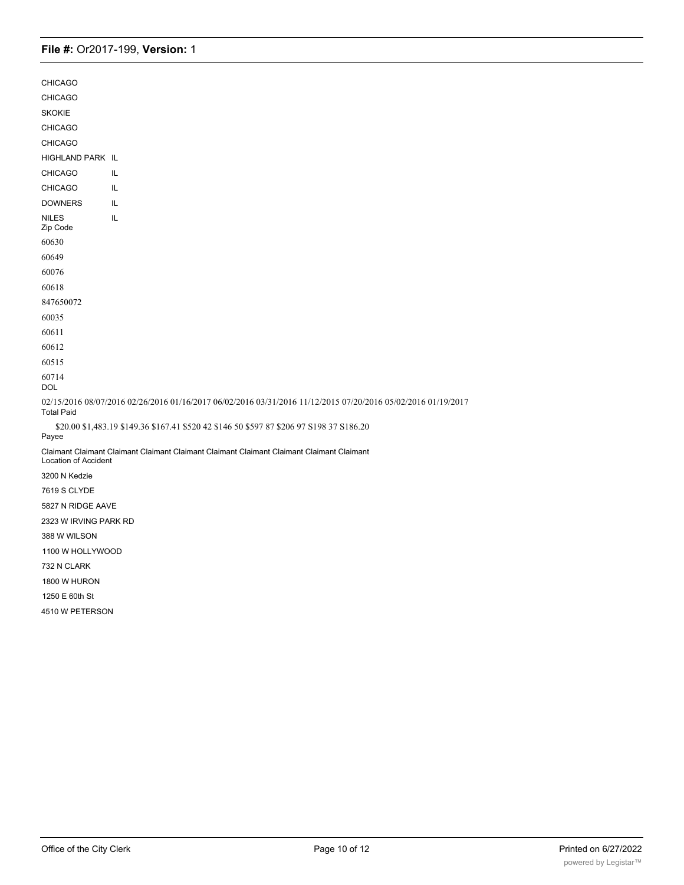CHICAGO

CHICAGO

SKOKIE

CHICAGO

CHICAGO

HIGHLAND PARK IL

CHICAGO IL

CHICAGO IL

DOWNERS IL

NILES IL

Zip Code

60630

60649

60076

60618

847650072

60035

60611

60612

60515

60714

DOL

02/15/2016 08/07/2016 02/26/2016 01/16/2017 06/02/2016 03/31/2016 11/12/2015 07/20/2016 05/02/2016 01/19/2017

Total Paid

$20.00 $1,483.19 $149.36 $167.41 $520 42 $146 50 $597 87 $206 97 S198 37 S186.20

Payee

Claimant Claimant Claimant Claimant Claimant Claimant Claimant Claimant Claimant Claimant

Location of Accident

3200 N Kedzie

7619 S CLYDE

5827 N RIDGE AAVE

2323 W IRVING PARK RD

388 W WILSON

1100 W HOLLYWOOD

732 N CLARK

1800 W HURON

1250 E 60th St

4510 W PETERSON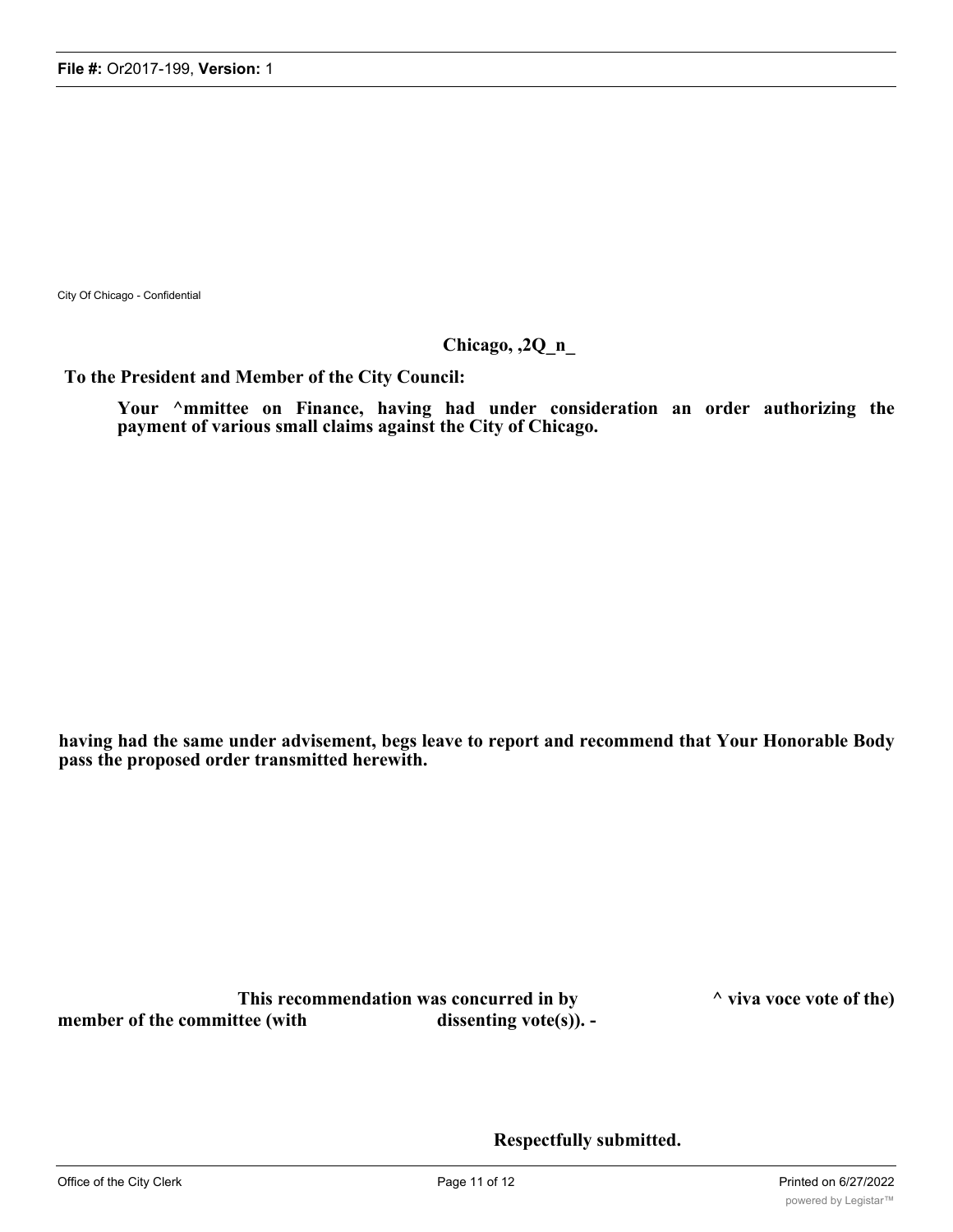City Of Chicago - Confidential

**Chicago, ,2Q_n_**

**To the President and Member of the City Council:**

**Your ^mmittee on Finance, having had under consideration an order authorizing the payment of various small claims against the City of Chicago.**

**having had the same under advisement, begs leave to report and recommend that Your Honorable Body pass the proposed order transmitted herewith.**

**This recommendation was concurred in by ^ viva voce vote of the) member of the committee (with dissenting vote(s)). -**

**Respectfully submitted.**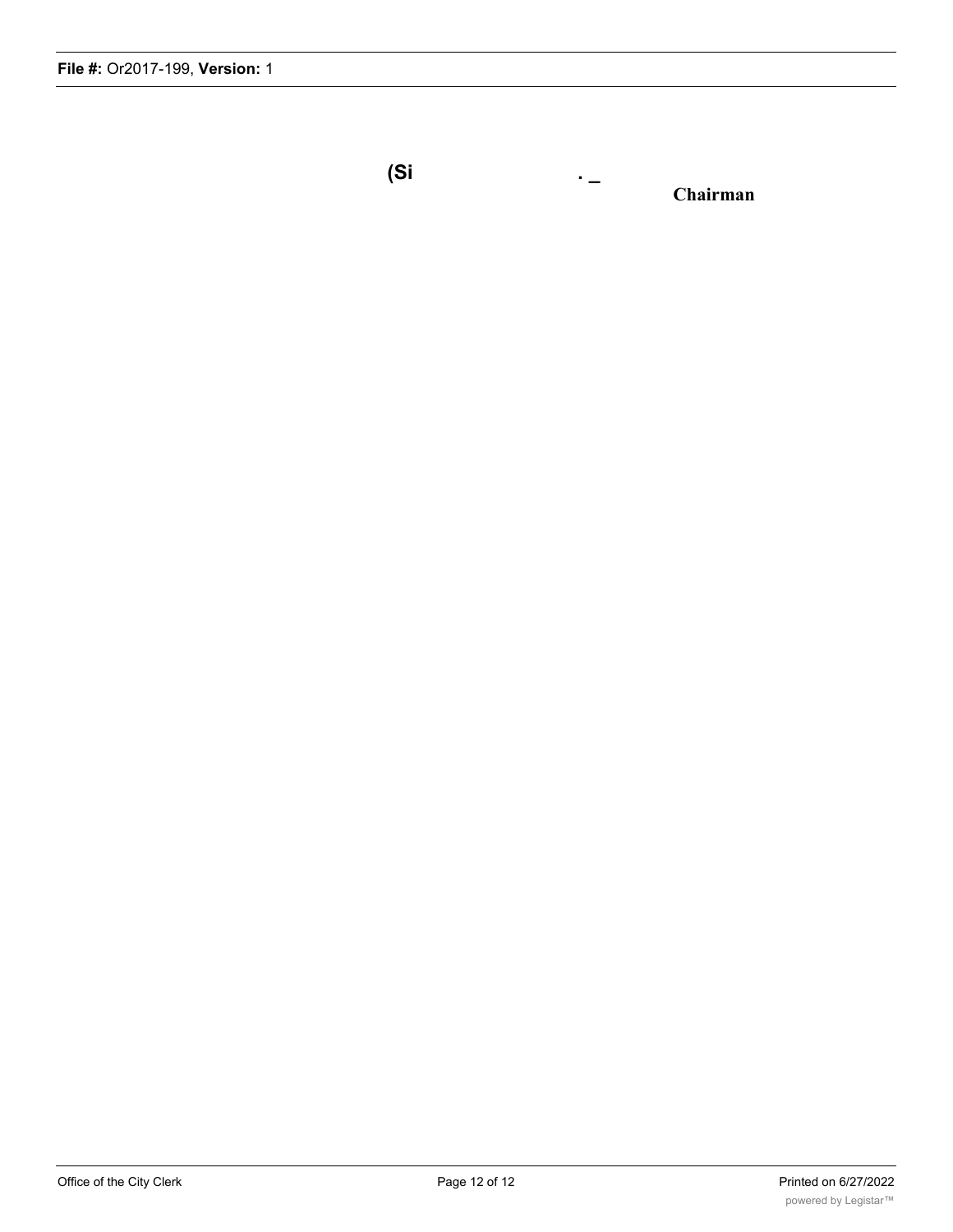(Si . _

**Chairman**